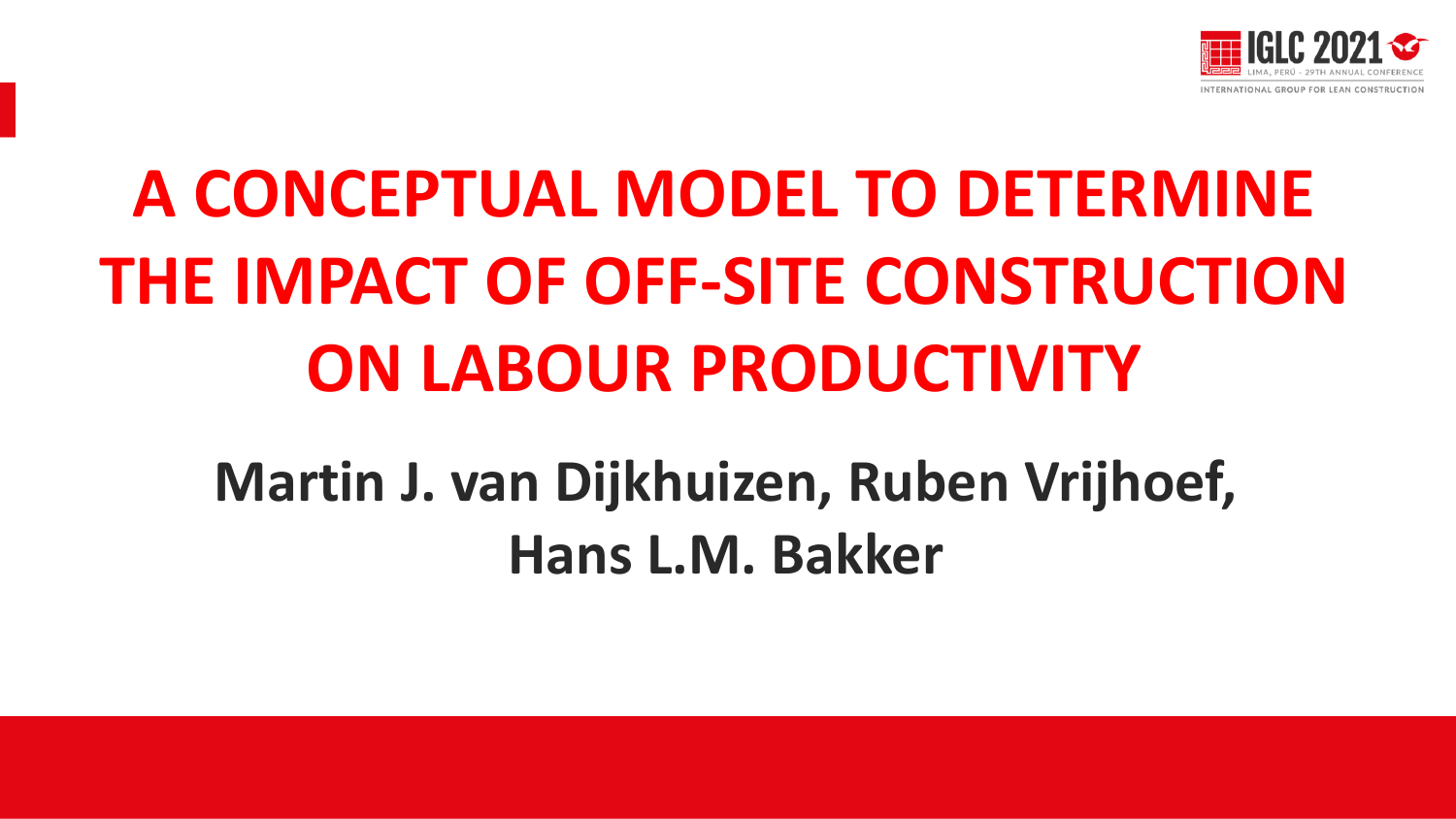# A CONCEPTUAL MODEL TO DETERMINE THE IMPACT OF OFF-SITE CONSTRUCTION ON LABOUR PRODUCTIVITY

**Martin J. van Dijkhuizen, Ruben Vrijhoef, Hans L.M. Bakker**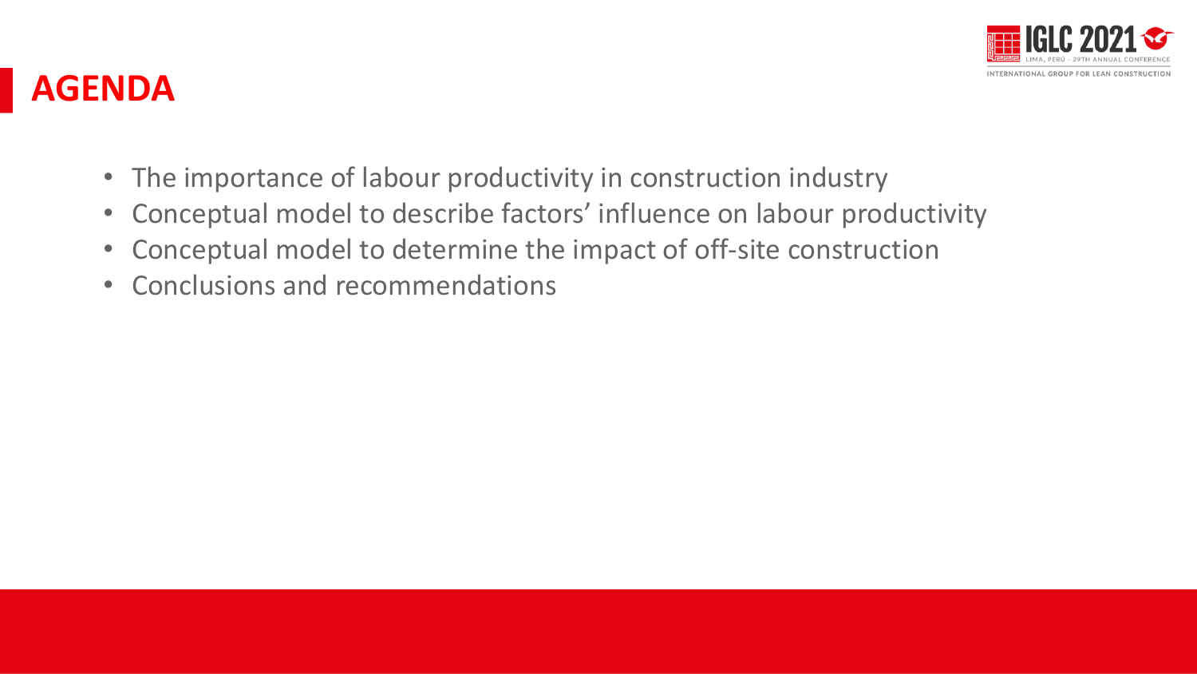# AGENDA

- The importance of labour productivity in construction industry
- Conceptual model to describe factors' influence on labour productivity
- Conceptual model to determine the impact of off-site construction
- Conclusions and recommendations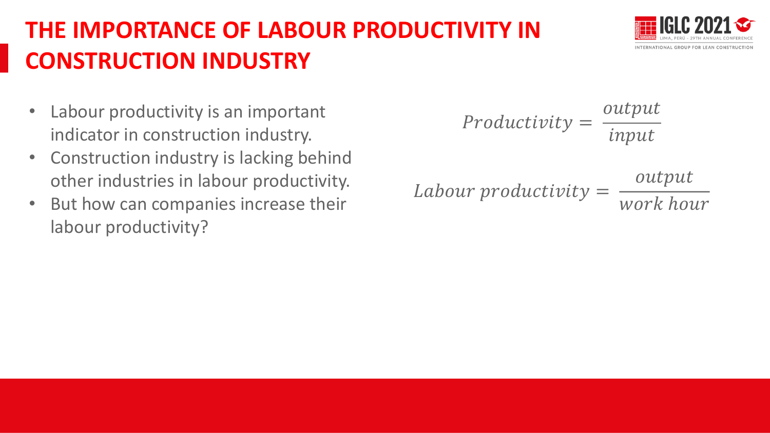# THE IMPORTANCE OF LABOUR PRODUCTIVITY IN CONSTRUCTION INDUSTRY

- Labour productivity is an important indicator in construction industry.
- Construction industry is lacking behind other industries in labour productivity.
- But how can companies increase their labour productivity?

$$Productivity = \frac{output}{input}$$

$$Labour\ productivity = \frac{output}{work\ hour}$$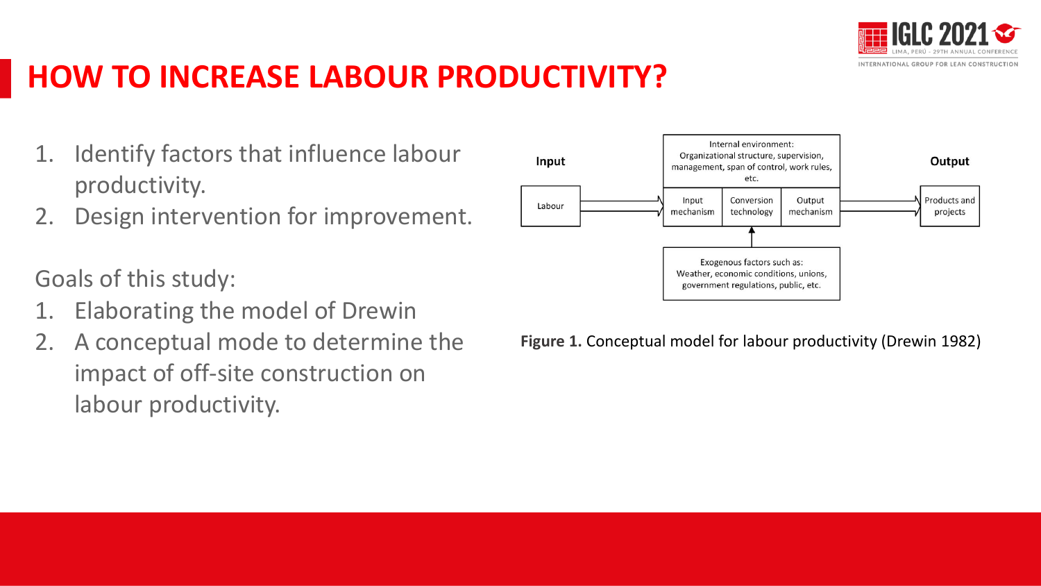# HOW TO INCREASE LABOUR PRODUCTIVITY?

1. Identify factors that influence labour productivity.
2. Design intervention for improvement.

Goals of this study:

1. Elaborating the model of Drewin
2. A conceptual mode to determine the impact of off-site construction on labour productivity.

**Input**

Labour

Internal environment: Organizational structure, supervision, management, span of control, work rules, etc.

Input mechanism | Conversion technology | Output mechanism

Exogenous factors such as: Weather, economic conditions, unions, government regulations, public, etc.

**Output**

Products and projects

**Figure 1.** Conceptual model for labour productivity (Drewin 1982)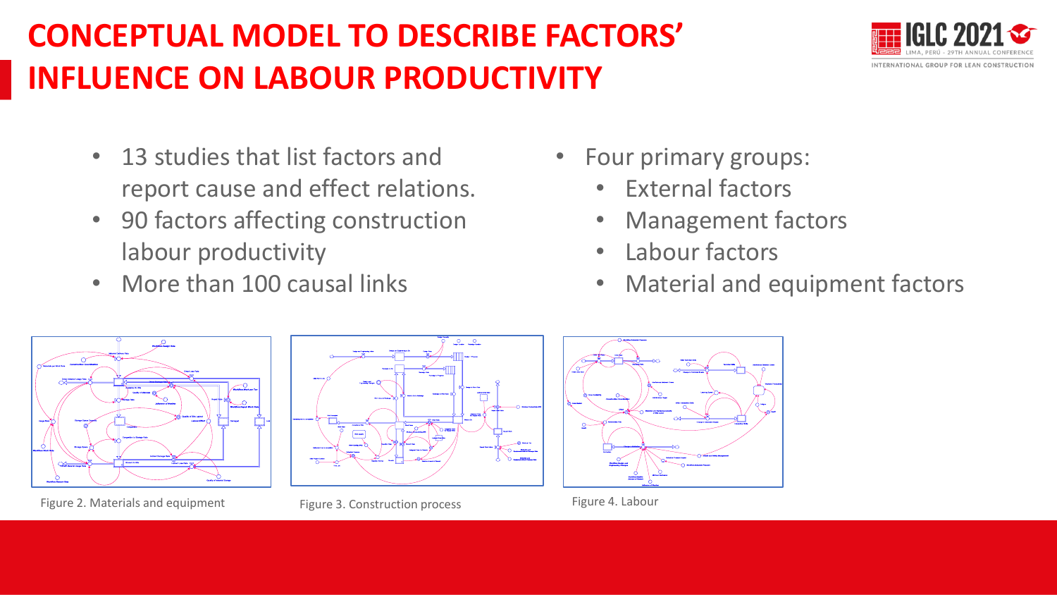# CONCEPTUAL MODEL TO DESCRIBE FACTORS' INFLUENCE ON LABOUR PRODUCTIVITY

- 13 studies that list factors and report cause and effect relations.
- 90 factors affecting construction labour productivity
- More than 100 causal links

- Four primary groups:
  - External factors
  - Management factors
  - Labour factors
  - Material and equipment factors

Figure 2. Materials and equipment

Figure 3. Construction process

Figure 4. Labour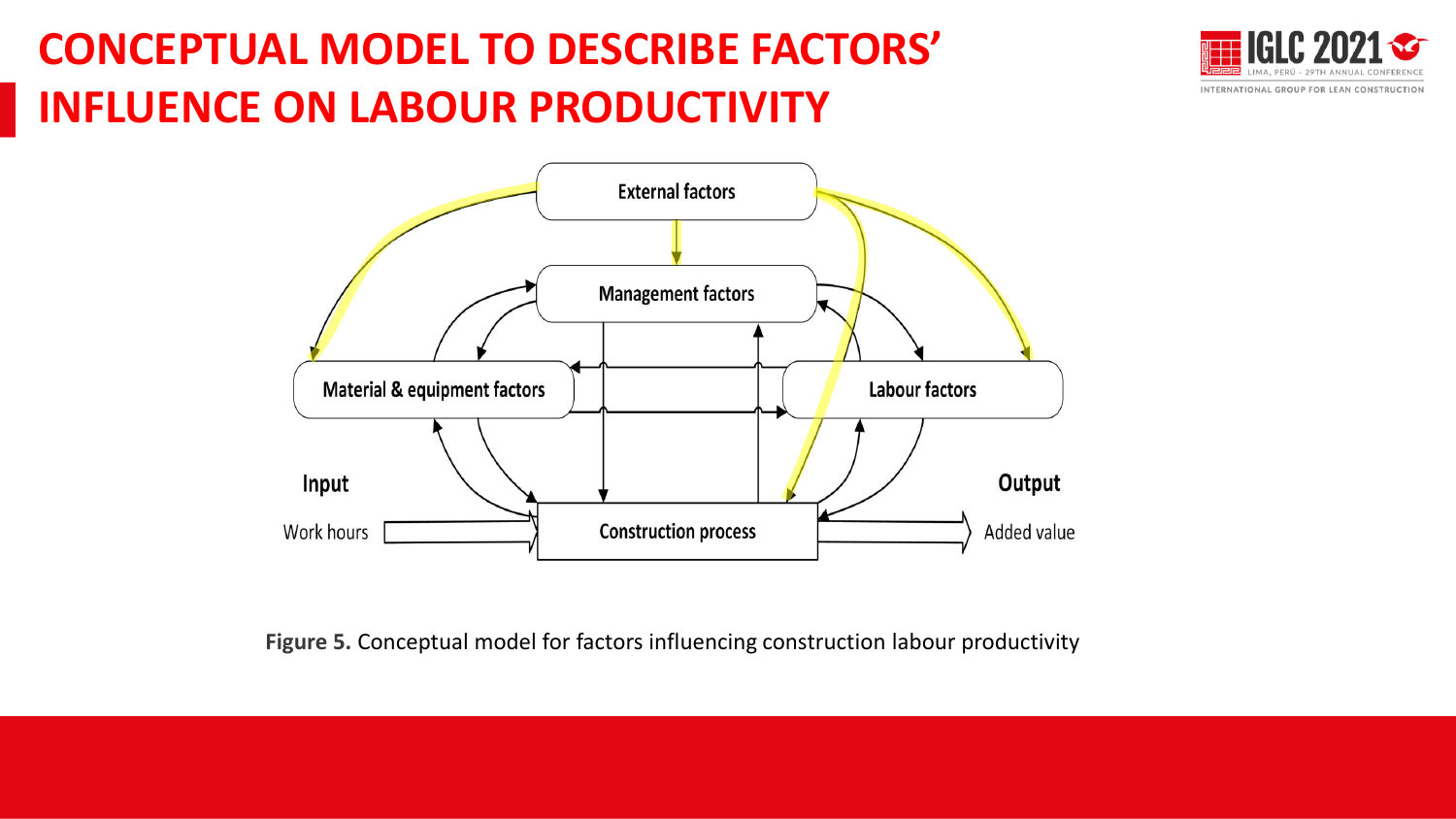# CONCEPTUAL MODEL TO DESCRIBE FACTORS' INFLUENCE ON LABOUR PRODUCTIVITY

External factors

Management factors

Material & equipment factors

Labour factors

Input

Work hours

Construction process

Output

Added value

**Figure 5.** Conceptual model for factors influencing construction labour productivity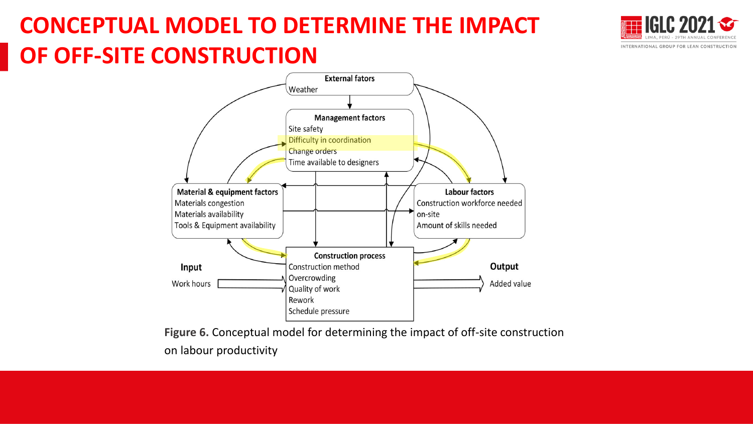# CONCEPTUAL MODEL TO DETERMINE THE IMPACT OF OFF-SITE CONSTRUCTION

External fators
Weather

Management factors
Site safety
Difficulty in coordination
Change orders
Time available to designers

Material & equipment factors
Materials congestion
Materials availability
Tools & Equipment availability

Labour factors
Construction workforce needed on-site
Amount of skills needed

Input
Work hours

Construction process
Construction method
Overcrowding
Quality of work
Rework
Schedule pressure

Output
Added value

**Figure 6.** Conceptual model for determining the impact of off-site construction on labour productivity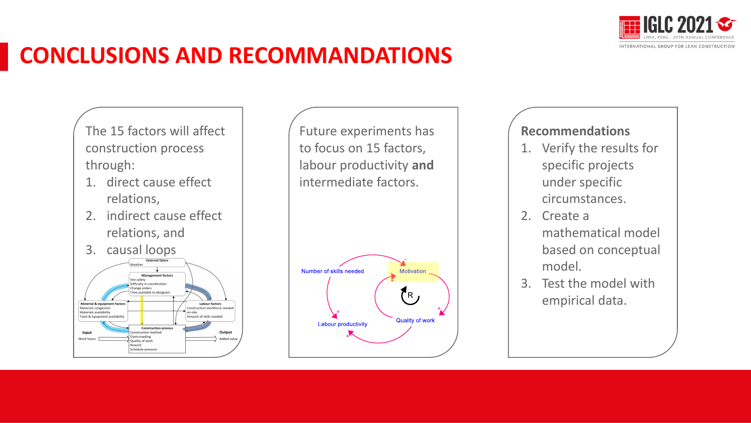# CONCLUSIONS AND RECOMMANDATIONS

The 15 factors will affect construction process through:

1. direct cause effect relations,
2. indirect cause effect relations, and
3. causal loops

Future experiments has to focus on 15 factors, labour productivity **and** intermediate factors.

**Recommendations**

1. Verify the results for specific projects under specific circumstances.
2. Create a mathematical model based on conceptual model.
3. Test the model with empirical data.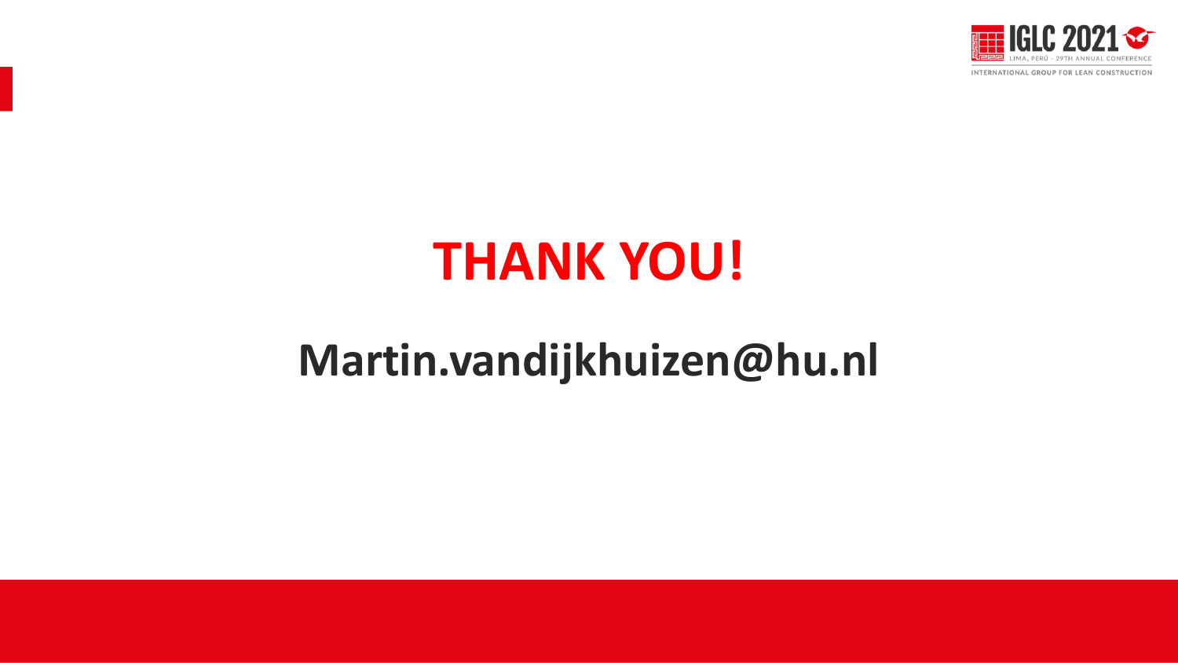# THANK YOU!

## Martin.vandijkhuizen@hu.nl